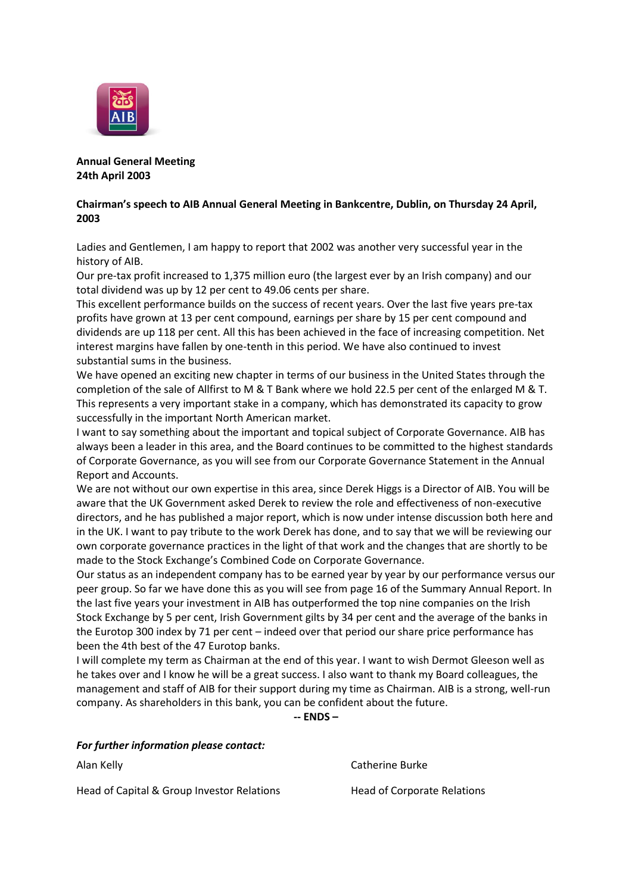**Annual General Meeting**
**24th April 2003**

**Chairman's speech to AIB Annual General Meeting in Bankcentre, Dublin, on Thursday 24 April, 2003**

Ladies and Gentlemen, I am happy to report that 2002 was another very successful year in the history of AIB.

Our pre-tax profit increased to 1,375 million euro (the largest ever by an Irish company) and our total dividend was up by 12 per cent to 49.06 cents per share.

This excellent performance builds on the success of recent years. Over the last five years pre-tax profits have grown at 13 per cent compound, earnings per share by 15 per cent compound and dividends are up 118 per cent. All this has been achieved in the face of increasing competition. Net interest margins have fallen by one-tenth in this period. We have also continued to invest substantial sums in the business.

We have opened an exciting new chapter in terms of our business in the United States through the completion of the sale of Allfirst to M & T Bank where we hold 22.5 per cent of the enlarged M & T. This represents a very important stake in a company, which has demonstrated its capacity to grow successfully in the important North American market.

I want to say something about the important and topical subject of Corporate Governance. AIB has always been a leader in this area, and the Board continues to be committed to the highest standards of Corporate Governance, as you will see from our Corporate Governance Statement in the Annual Report and Accounts.

We are not without our own expertise in this area, since Derek Higgs is a Director of AIB. You will be aware that the UK Government asked Derek to review the role and effectiveness of non-executive directors, and he has published a major report, which is now under intense discussion both here and in the UK. I want to pay tribute to the work Derek has done, and to say that we will be reviewing our own corporate governance practices in the light of that work and the changes that are shortly to be made to the Stock Exchange's Combined Code on Corporate Governance.

Our status as an independent company has to be earned year by year by our performance versus our peer group. So far we have done this as you will see from page 16 of the Summary Annual Report. In the last five years your investment in AIB has outperformed the top nine companies on the Irish Stock Exchange by 5 per cent, Irish Government gilts by 34 per cent and the average of the banks in the Eurotop 300 index by 71 per cent – indeed over that period our share price performance has been the 4th best of the 47 Eurotop banks.

I will complete my term as Chairman at the end of this year. I want to wish Dermot Gleeson well as he takes over and I know he will be a great success. I also want to thank my Board colleagues, the management and staff of AIB for their support during my time as Chairman. AIB is a strong, well-run company. As shareholders in this bank, you can be confident about the future.

**-- ENDS –**

***For further information please contact:***

| | |
|---|---|
| Alan Kelly | Catherine Burke |
| Head of Capital & Group Investor Relations | Head of Corporate Relations |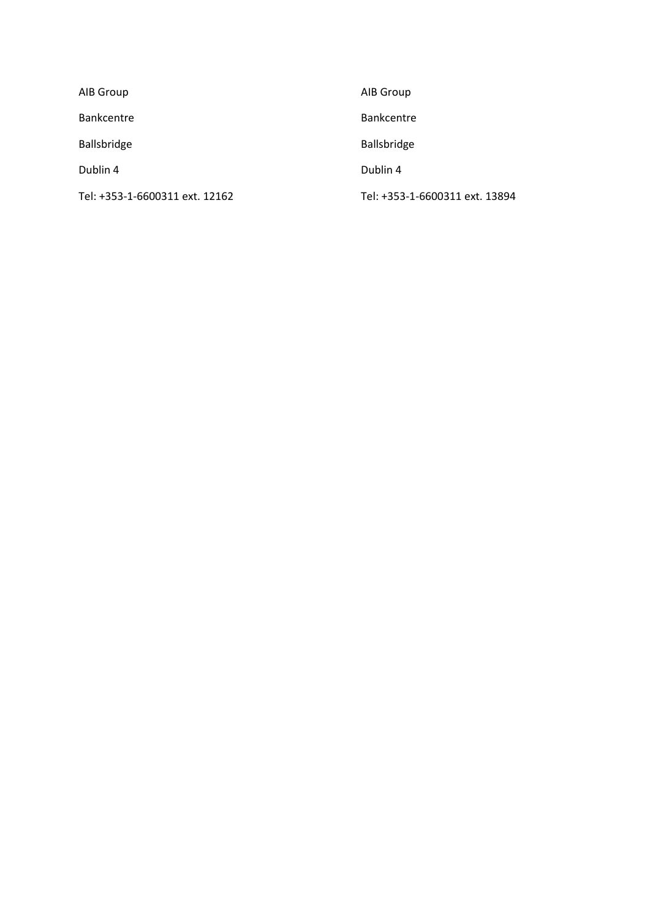AIB Group

Bankcentre

Ballsbridge

Dublin 4

Tel: +353-1-6600311 ext. 12162

AIB Group

Bankcentre

Ballsbridge

Dublin 4

Tel: +353-1-6600311 ext. 13894